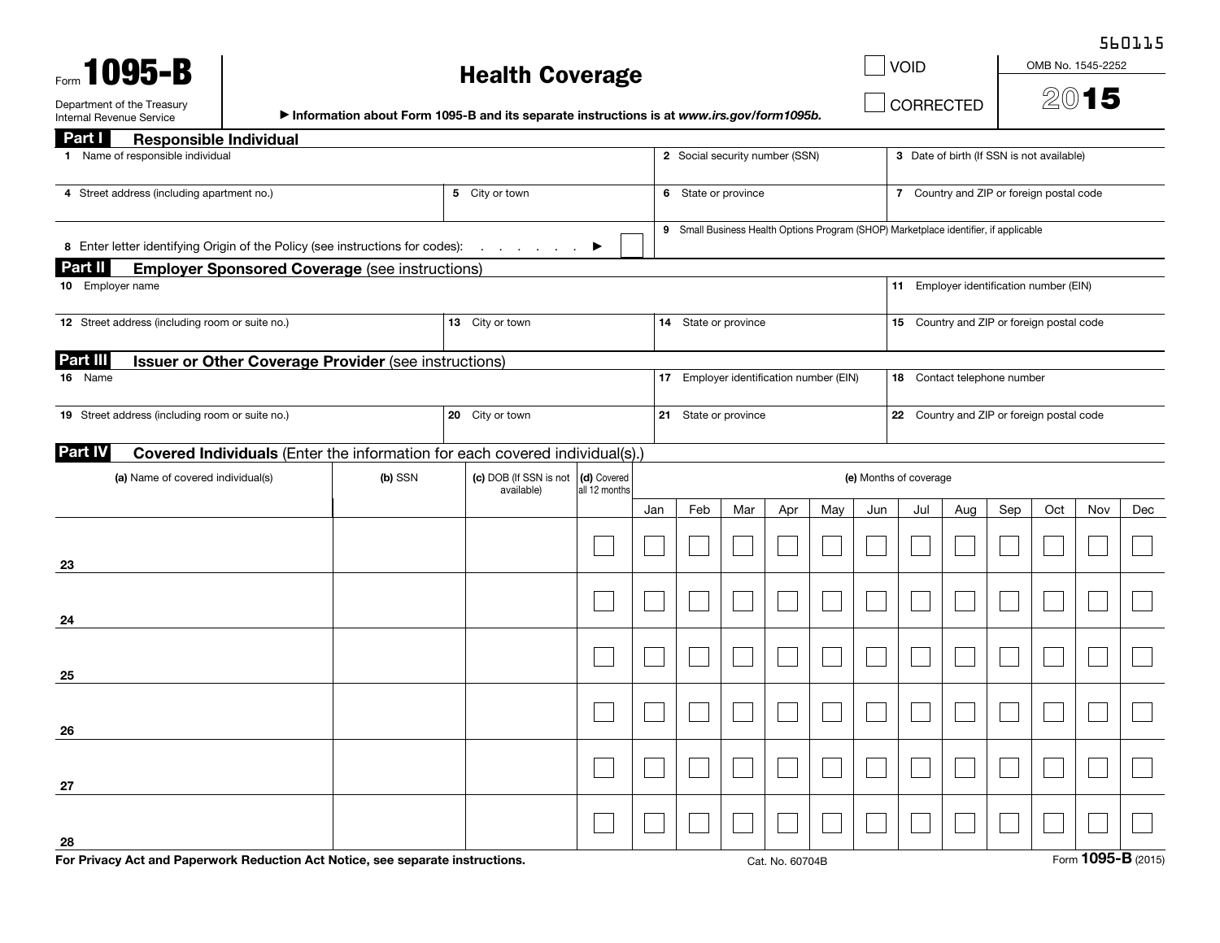560115

Form **1095-B**

Department of the Treasury
Internal Revenue Service

# Health Coverage

▶ Information about Form 1095-B and its separate instructions is at *www.irs.gov/form1095b.*

☐ VOID

☐ CORRECTED

OMB No. 1545-2252

**2015**

## Part I Responsible Individual

| 1 Name of responsible individual | | 2 Social security number (SSN) | 3 Date of birth (If SSN is not available) |
|---|---|---|---|
| 4 Street address (including apartment no.) | 5 City or town | 6 State or province | 7 Country and ZIP or foreign postal code |
| 8 Enter letter identifying Origin of the Policy (see instructions for codes): . . . . . . . ▶ ☐ | | 9 Small Business Health Options Program (SHOP) Marketplace identifier, if applicable | |

## Part II Employer Sponsored Coverage (see instructions)

| 10 Employer name | | | 11 Employer identification number (EIN) |
|---|---|---|---|
| 12 Street address (including room or suite no.) | 13 City or town | 14 State or province | 15 Country and ZIP or foreign postal code |

## Part III Issuer or Other Coverage Provider (see instructions)

| 16 Name | | 17 Employer identification number (EIN) | 18 Contact telephone number |
|---|---|---|---|
| 19 Street address (including room or suite no.) | 20 City or town | 21 State or province | 22 Country and ZIP or foreign postal code |

## Part IV Covered Individuals (Enter the information for each covered individual(s).)

| | (a) Name of covered individual(s) | (b) SSN | (c) DOB (If SSN is not available) | (d) Covered all 12 months | (e) Months of coverage | | | | | | | | | | | |
|---|---|---|---|---|---|---|---|---|---|---|---|---|---|---|---|---|
| | | | | | Jan | Feb | Mar | Apr | May | Jun | Jul | Aug | Sep | Oct | Nov | Dec |
| 23 | | | | ☐ | ☐ | ☐ | ☐ | ☐ | ☐ | ☐ | ☐ | ☐ | ☐ | ☐ | ☐ | ☐ |
| 24 | | | | ☐ | ☐ | ☐ | ☐ | ☐ | ☐ | ☐ | ☐ | ☐ | ☐ | ☐ | ☐ | ☐ |
| 25 | | | | ☐ | ☐ | ☐ | ☐ | ☐ | ☐ | ☐ | ☐ | ☐ | ☐ | ☐ | ☐ | ☐ |
| 26 | | | | ☐ | ☐ | ☐ | ☐ | ☐ | ☐ | ☐ | ☐ | ☐ | ☐ | ☐ | ☐ | ☐ |
| 27 | | | | ☐ | ☐ | ☐ | ☐ | ☐ | ☐ | ☐ | ☐ | ☐ | ☐ | ☐ | ☐ | ☐ |
| 28 | | | | ☐ | ☐ | ☐ | ☐ | ☐ | ☐ | ☐ | ☐ | ☐ | ☐ | ☐ | ☐ | ☐ |

**For Privacy Act and Paperwork Reduction Act Notice, see separate instructions.** Cat. No. 60704B Form **1095-B** (2015)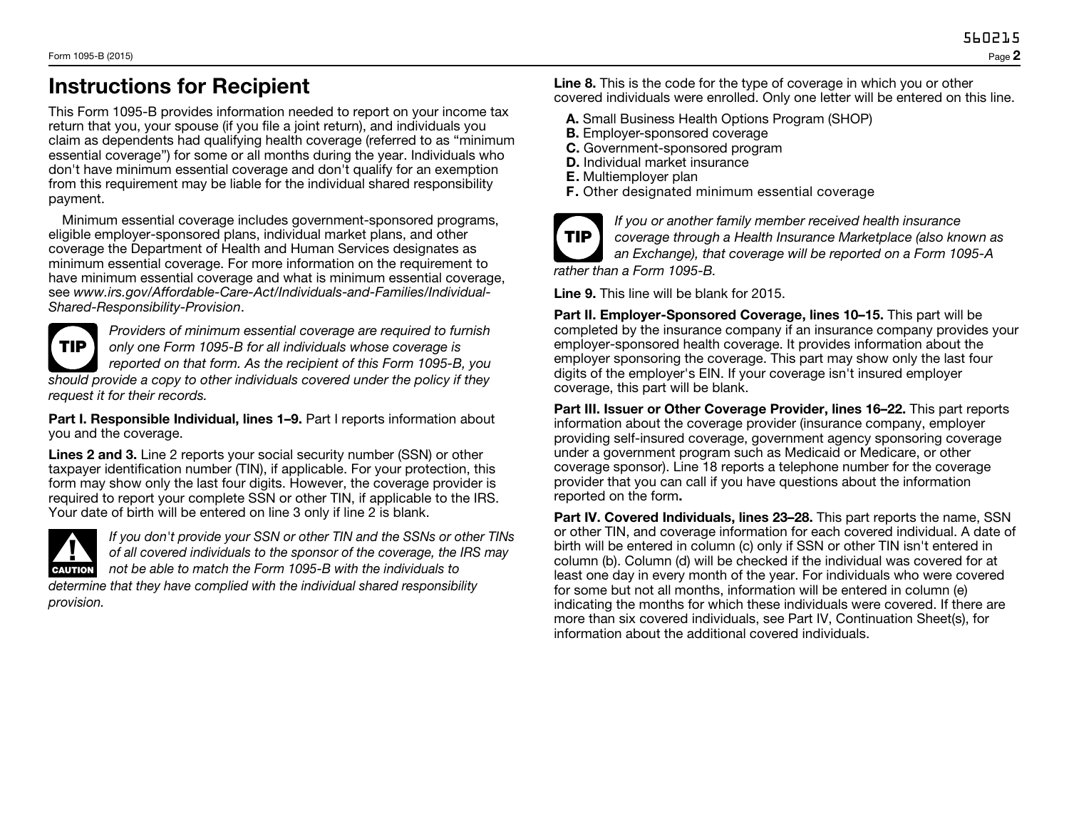# Instructions for Recipient

This Form 1095-B provides information needed to report on your income tax return that you, your spouse (if you file a joint return), and individuals you claim as dependents had qualifying health coverage (referred to as "minimum essential coverage") for some or all months during the year. Individuals who don't have minimum essential coverage and don't qualify for an exemption from this requirement may be liable for the individual shared responsibility payment.

Minimum essential coverage includes government-sponsored programs, eligible employer-sponsored plans, individual market plans, and other coverage the Department of Health and Human Services designates as minimum essential coverage. For more information on the requirement to have minimum essential coverage and what is minimum essential coverage, see *www.irs.gov/Affordable-Care-Act/Individuals-and-Families/Individual-Shared-Responsibility-Provision*.

**TIP** *Providers of minimum essential coverage are required to furnish only one Form 1095-B for all individuals whose coverage is reported on that form. As the recipient of this Form 1095-B, you should provide a copy to other individuals covered under the policy if they request it for their records.*

**Part I. Responsible Individual, lines 1–9.** Part I reports information about you and the coverage.

**Lines 2 and 3.** Line 2 reports your social security number (SSN) or other taxpayer identification number (TIN), if applicable. For your protection, this form may show only the last four digits. However, the coverage provider is required to report your complete SSN or other TIN, if applicable to the IRS. Your date of birth will be entered on line 3 only if line 2 is blank.

**CAUTION** *If you don't provide your SSN or other TIN and the SSNs or other TINs of all covered individuals to the sponsor of the coverage, the IRS may not be able to match the Form 1095-B with the individuals to determine that they have complied with the individual shared responsibility provision.*

**Line 8.** This is the code for the type of coverage in which you or other covered individuals were enrolled. Only one letter will be entered on this line.

- **A.** Small Business Health Options Program (SHOP)
- **B.** Employer-sponsored coverage
- **C.** Government-sponsored program
- **D.** Individual market insurance
- **E.** Multiemployer plan
- **F.** Other designated minimum essential coverage

**TIP** *If you or another family member received health insurance coverage through a Health Insurance Marketplace (also known as an Exchange), that coverage will be reported on a Form 1095-A rather than a Form 1095-B.*

**Line 9.** This line will be blank for 2015.

**Part II. Employer-Sponsored Coverage, lines 10–15.** This part will be completed by the insurance company if an insurance company provides your employer-sponsored health coverage. It provides information about the employer sponsoring the coverage. This part may show only the last four digits of the employer's EIN. If your coverage isn't insured employer coverage, this part will be blank.

**Part III. Issuer or Other Coverage Provider, lines 16–22.** This part reports information about the coverage provider (insurance company, employer providing self-insured coverage, government agency sponsoring coverage under a government program such as Medicaid or Medicare, or other coverage sponsor). Line 18 reports a telephone number for the coverage provider that you can call if you have questions about the information reported on the form**.**

**Part IV. Covered Individuals, lines 23–28.** This part reports the name, SSN or other TIN, and coverage information for each covered individual. A date of birth will be entered in column (c) only if SSN or other TIN isn't entered in column (b). Column (d) will be checked if the individual was covered for at least one day in every month of the year. For individuals who were covered for some but not all months, information will be entered in column (e) indicating the months for which these individuals were covered. If there are more than six covered individuals, see Part IV, Continuation Sheet(s), for information about the additional covered individuals.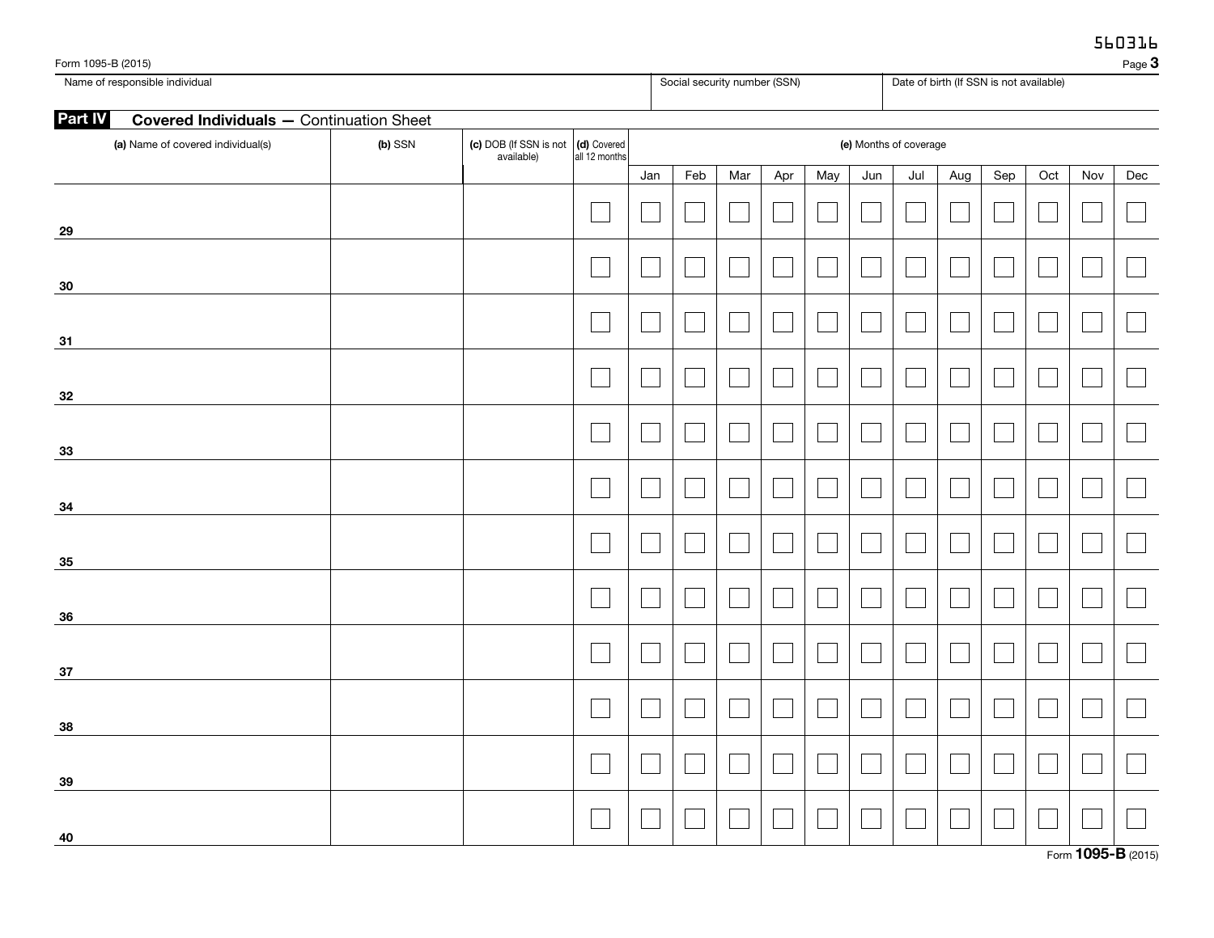560316

Form 1095-B (2015) Page **3**

| Name of responsible individual | Social security number (SSN) | Date of birth (If SSN is not available) |
|---|---|---|
| | | |

## Part IV Covered Individuals — Continuation Sheet

| | **(a)** Name of covered individual(s) | **(b)** SSN | **(c)** DOB (If SSN is not available) | **(d)** Covered all 12 months | **(e)** Months of coverage | | | | | | | | | | | |
|---|---|---|---|---|---|---|---|---|---|---|---|---|---|---|---|---|
| | | | | | Jan | Feb | Mar | Apr | May | Jun | Jul | Aug | Sep | Oct | Nov | Dec |
| 29 | | | | ☐ | ☐ | ☐ | ☐ | ☐ | ☐ | ☐ | ☐ | ☐ | ☐ | ☐ | ☐ | ☐ |
| 30 | | | | ☐ | ☐ | ☐ | ☐ | ☐ | ☐ | ☐ | ☐ | ☐ | ☐ | ☐ | ☐ | ☐ |
| 31 | | | | ☐ | ☐ | ☐ | ☐ | ☐ | ☐ | ☐ | ☐ | ☐ | ☐ | ☐ | ☐ | ☐ |
| 32 | | | | ☐ | ☐ | ☐ | ☐ | ☐ | ☐ | ☐ | ☐ | ☐ | ☐ | ☐ | ☐ | ☐ |
| 33 | | | | ☐ | ☐ | ☐ | ☐ | ☐ | ☐ | ☐ | ☐ | ☐ | ☐ | ☐ | ☐ | ☐ |
| 34 | | | | ☐ | ☐ | ☐ | ☐ | ☐ | ☐ | ☐ | ☐ | ☐ | ☐ | ☐ | ☐ | ☐ |
| 35 | | | | ☐ | ☐ | ☐ | ☐ | ☐ | ☐ | ☐ | ☐ | ☐ | ☐ | ☐ | ☐ | ☐ |
| 36 | | | | ☐ | ☐ | ☐ | ☐ | ☐ | ☐ | ☐ | ☐ | ☐ | ☐ | ☐ | ☐ | ☐ |
| 37 | | | | ☐ | ☐ | ☐ | ☐ | ☐ | ☐ | ☐ | ☐ | ☐ | ☐ | ☐ | ☐ | ☐ |
| 38 | | | | ☐ | ☐ | ☐ | ☐ | ☐ | ☐ | ☐ | ☐ | ☐ | ☐ | ☐ | ☐ | ☐ |
| 39 | | | | ☐ | ☐ | ☐ | ☐ | ☐ | ☐ | ☐ | ☐ | ☐ | ☐ | ☐ | ☐ | ☐ |
| 40 | | | | ☐ | ☐ | ☐ | ☐ | ☐ | ☐ | ☐ | ☐ | ☐ | ☐ | ☐ | ☐ | ☐ |

Form **1095-B** (2015)